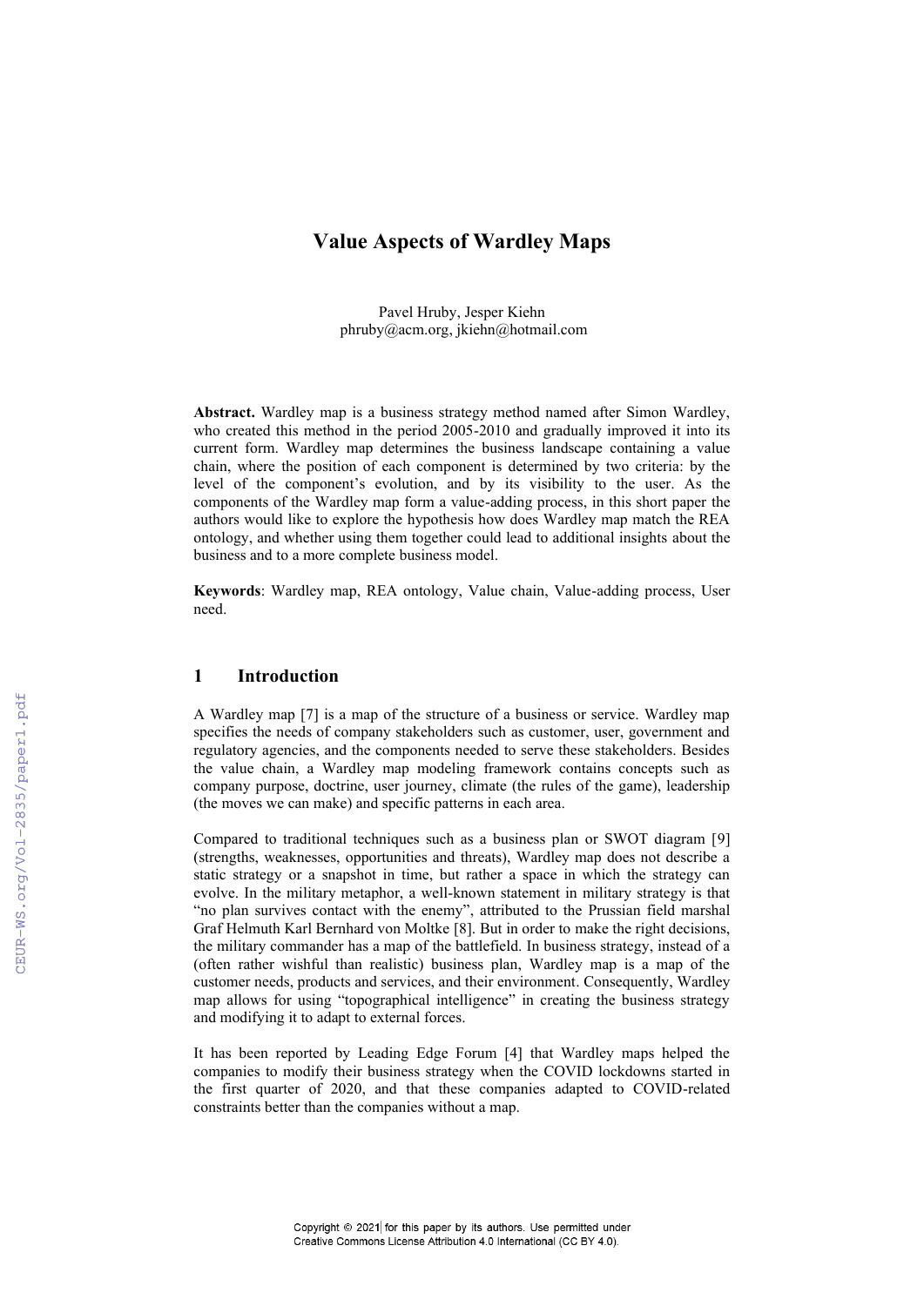# Value Aspects of Wardley Maps

Pavel Hruby, Jesper Kiehn
phruby@acm.org, jkiehn@hotmail.com

**Abstract.** Wardley map is a business strategy method named after Simon Wardley, who created this method in the period 2005-2010 and gradually improved it into its current form. Wardley map determines the business landscape containing a value chain, where the position of each component is determined by two criteria: by the level of the component's evolution, and by its visibility to the user. As the components of the Wardley map form a value-adding process, in this short paper the authors would like to explore the hypothesis how does Wardley map match the REA ontology, and whether using them together could lead to additional insights about the business and to a more complete business model.

**Keywords**: Wardley map, REA ontology, Value chain, Value-adding process, User need.

## 1 Introduction

A Wardley map [7] is a map of the structure of a business or service. Wardley map specifies the needs of company stakeholders such as customer, user, government and regulatory agencies, and the components needed to serve these stakeholders. Besides the value chain, a Wardley map modeling framework contains concepts such as company purpose, doctrine, user journey, climate (the rules of the game), leadership (the moves we can make) and specific patterns in each area.

Compared to traditional techniques such as a business plan or SWOT diagram [9] (strengths, weaknesses, opportunities and threats), Wardley map does not describe a static strategy or a snapshot in time, but rather a space in which the strategy can evolve. In the military metaphor, a well-known statement in military strategy is that "no plan survives contact with the enemy", attributed to the Prussian field marshal Graf Helmuth Karl Bernhard von Moltke [8]. But in order to make the right decisions, the military commander has a map of the battlefield. In business strategy, instead of a (often rather wishful than realistic) business plan, Wardley map is a map of the customer needs, products and services, and their environment. Consequently, Wardley map allows for using "topographical intelligence" in creating the business strategy and modifying it to adapt to external forces.

It has been reported by Leading Edge Forum [4] that Wardley maps helped the companies to modify their business strategy when the COVID lockdowns started in the first quarter of 2020, and that these companies adapted to COVID-related constraints better than the companies without a map.

Copyright © 2021 for this paper by its authors. Use permitted under Creative Commons License Attribution 4.0 International (CC BY 4.0).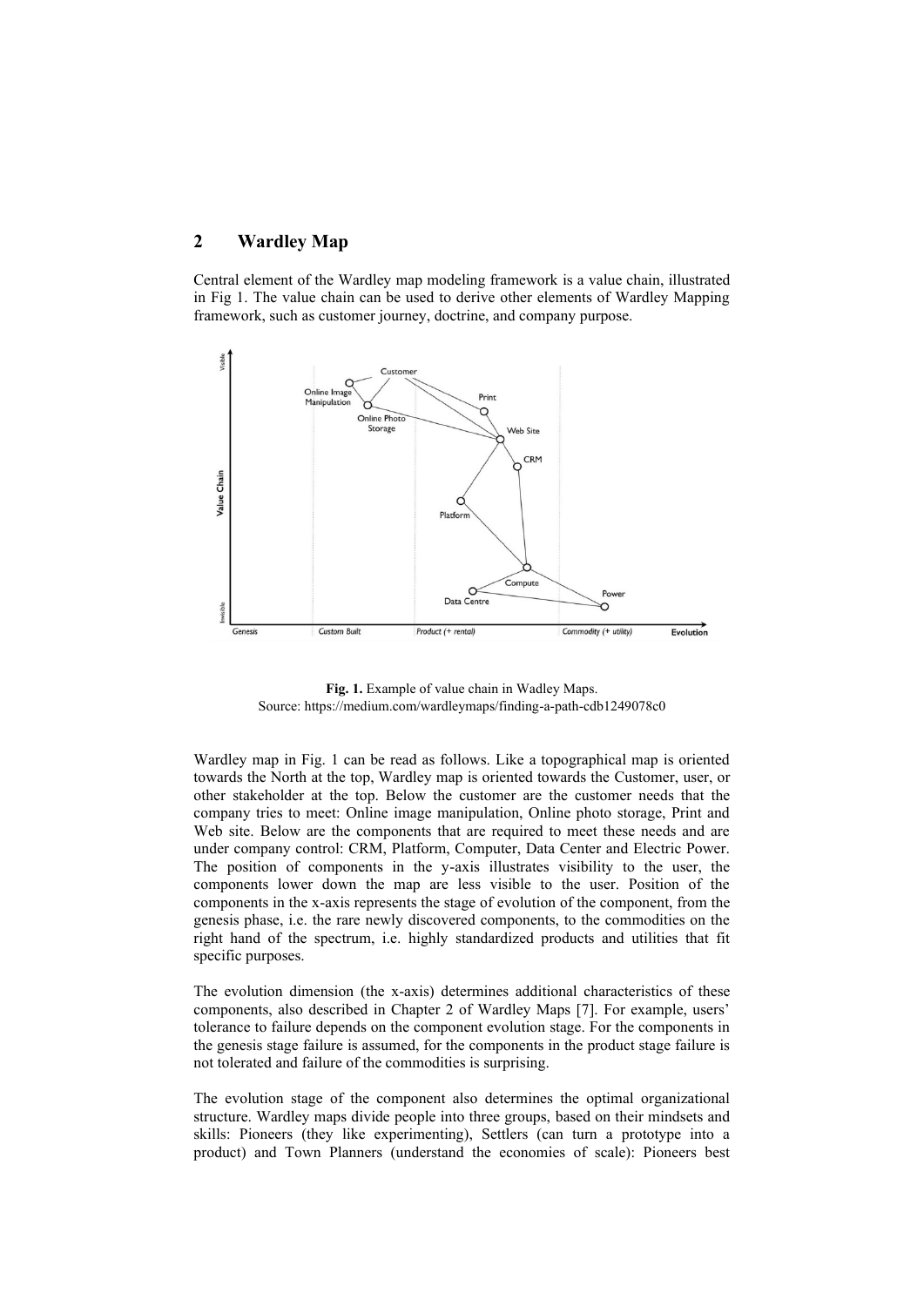## 2 Wardley Map

Central element of the Wardley map modeling framework is a value chain, illustrated in Fig 1. The value chain can be used to derive other elements of Wardley Mapping framework, such as customer journey, doctrine, and company purpose.

**Fig. 1.** Example of value chain in Wadley Maps.
Source: https://medium.com/wardleymaps/finding-a-path-cdb1249078c0

Wardley map in Fig. 1 can be read as follows. Like a topographical map is oriented towards the North at the top, Wardley map is oriented towards the Customer, user, or other stakeholder at the top. Below the customer are the customer needs that the company tries to meet: Online image manipulation, Online photo storage, Print and Web site. Below are the components that are required to meet these needs and are under company control: CRM, Platform, Computer, Data Center and Electric Power. The position of components in the y-axis illustrates visibility to the user, the components lower down the map are less visible to the user. Position of the components in the x-axis represents the stage of evolution of the component, from the genesis phase, i.e. the rare newly discovered components, to the commodities on the right hand of the spectrum, i.e. highly standardized products and utilities that fit specific purposes.

The evolution dimension (the x-axis) determines additional characteristics of these components, also described in Chapter 2 of Wardley Maps [7]. For example, users' tolerance to failure depends on the component evolution stage. For the components in the genesis stage failure is assumed, for the components in the product stage failure is not tolerated and failure of the commodities is surprising.

The evolution stage of the component also determines the optimal organizational structure. Wardley maps divide people into three groups, based on their mindsets and skills: Pioneers (they like experimenting), Settlers (can turn a prototype into a product) and Town Planners (understand the economies of scale): Pioneers best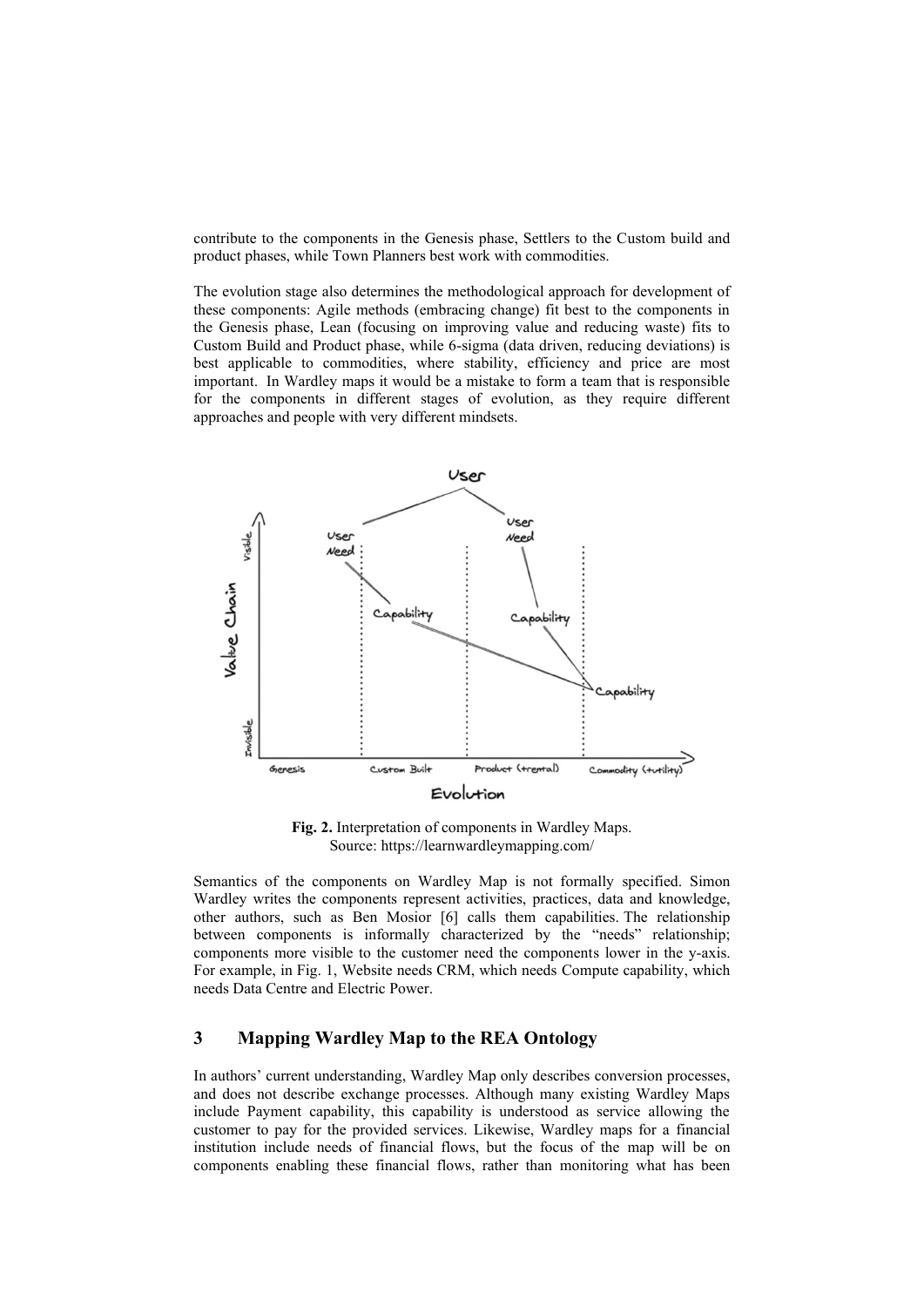contribute to the components in the Genesis phase, Settlers to the Custom build and product phases, while Town Planners best work with commodities.

The evolution stage also determines the methodological approach for development of these components: Agile methods (embracing change) fit best to the components in the Genesis phase, Lean (focusing on improving value and reducing waste) fits to Custom Build and Product phase, while 6-sigma (data driven, reducing deviations) is best applicable to commodities, where stability, efficiency and price are most important. In Wardley maps it would be a mistake to form a team that is responsible for the components in different stages of evolution, as they require different approaches and people with very different mindsets.

**Fig. 2.** Interpretation of components in Wardley Maps.
Source: https://learnwardleymapping.com/

Semantics of the components on Wardley Map is not formally specified. Simon Wardley writes the components represent activities, practices, data and knowledge, other authors, such as Ben Mosior [6] calls them capabilities. The relationship between components is informally characterized by the "needs" relationship; components more visible to the customer need the components lower in the y-axis. For example, in Fig. 1, Website needs CRM, which needs Compute capability, which needs Data Centre and Electric Power.

## 3 Mapping Wardley Map to the REA Ontology

In authors' current understanding, Wardley Map only describes conversion processes, and does not describe exchange processes. Although many existing Wardley Maps include Payment capability, this capability is understood as service allowing the customer to pay for the provided services. Likewise, Wardley maps for a financial institution include needs of financial flows, but the focus of the map will be on components enabling these financial flows, rather than monitoring what has been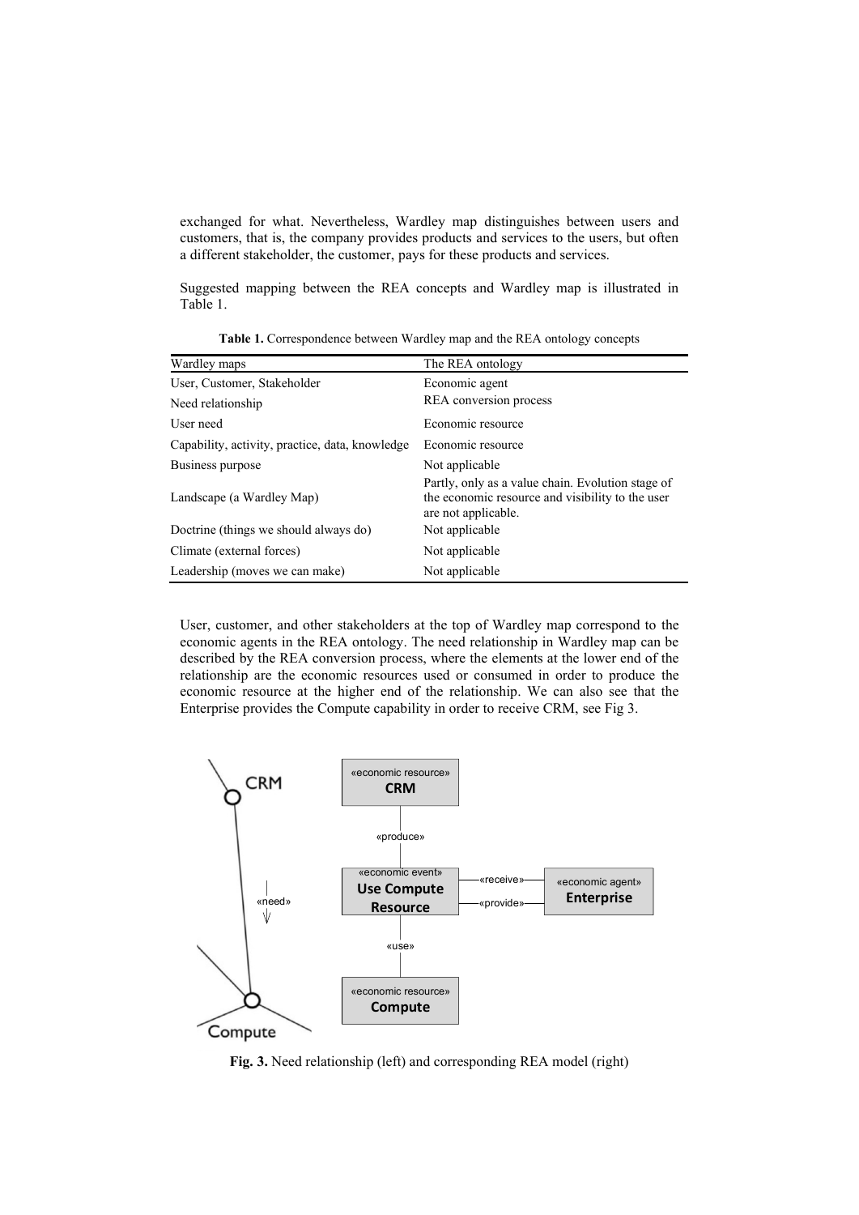exchanged for what. Nevertheless, Wardley map distinguishes between users and customers, that is, the company provides products and services to the users, but often a different stakeholder, the customer, pays for these products and services.

Suggested mapping between the REA concepts and Wardley map is illustrated in Table 1.

**Table 1.** Correspondence between Wardley map and the REA ontology concepts

| Wardley maps | The REA ontology |
|---|---|
| User, Customer, Stakeholder | Economic agent |
| Need relationship | REA conversion process |
| User need | Economic resource |
| Capability, activity, practice, data, knowledge | Economic resource |
| Business purpose | Not applicable |
| Landscape (a Wardley Map) | Partly, only as a value chain. Evolution stage of the economic resource and visibility to the user are not applicable. |
| Doctrine (things we should always do) | Not applicable |
| Climate (external forces) | Not applicable |
| Leadership (moves we can make) | Not applicable |

User, customer, and other stakeholders at the top of Wardley map correspond to the economic agents in the REA ontology. The need relationship in Wardley map can be described by the REA conversion process, where the elements at the lower end of the relationship are the economic resources used or consumed in order to produce the economic resource at the higher end of the relationship. We can also see that the Enterprise provides the Compute capability in order to receive CRM, see Fig 3.

**Fig. 3.** Need relationship (left) and corresponding REA model (right)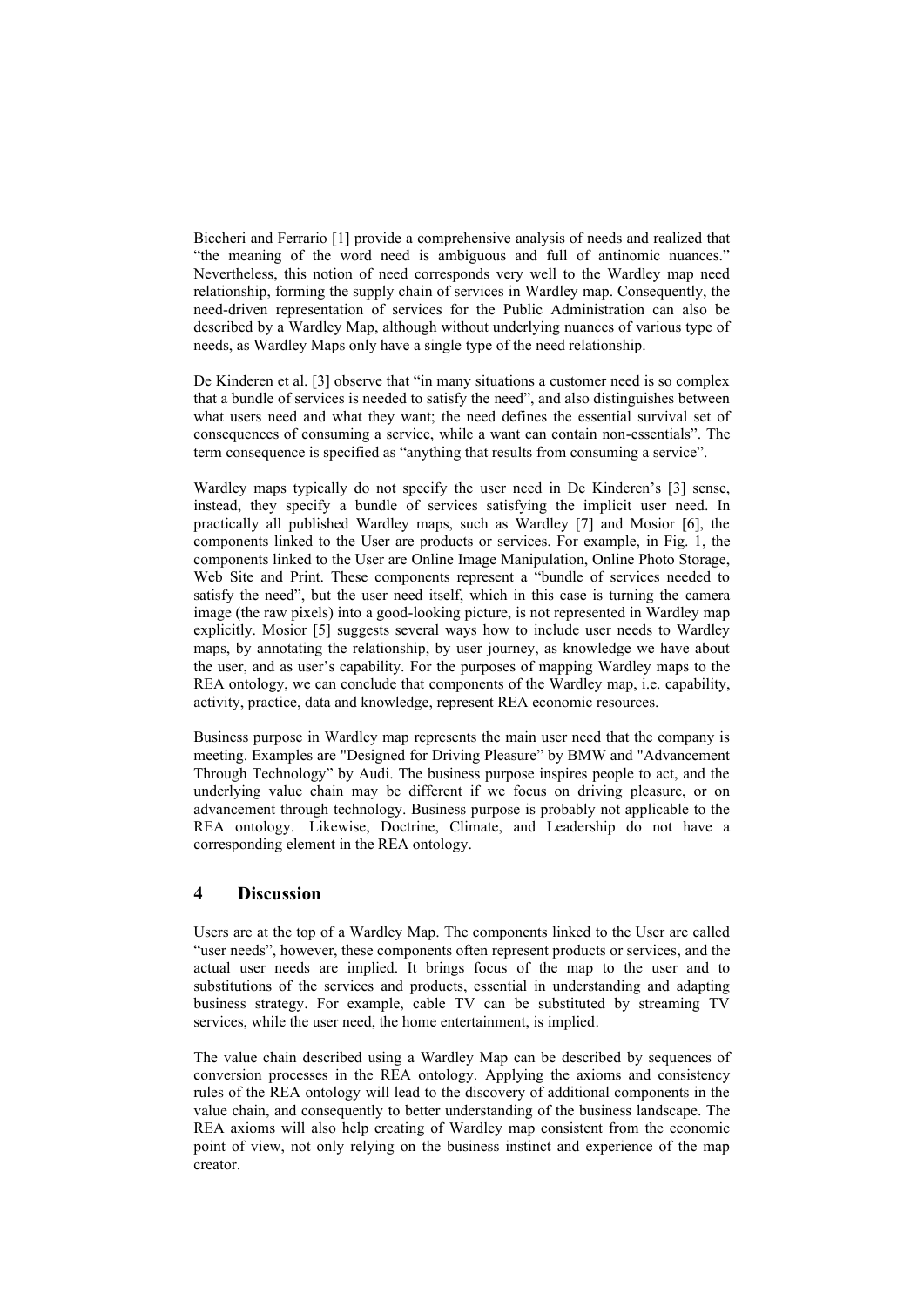Biccheri and Ferrario [1] provide a comprehensive analysis of needs and realized that "the meaning of the word need is ambiguous and full of antinomic nuances." Nevertheless, this notion of need corresponds very well to the Wardley map need relationship, forming the supply chain of services in Wardley map. Consequently, the need-driven representation of services for the Public Administration can also be described by a Wardley Map, although without underlying nuances of various type of needs, as Wardley Maps only have a single type of the need relationship.

De Kinderen et al. [3] observe that "in many situations a customer need is so complex that a bundle of services is needed to satisfy the need", and also distinguishes between what users need and what they want; the need defines the essential survival set of consequences of consuming a service, while a want can contain non-essentials". The term consequence is specified as "anything that results from consuming a service".

Wardley maps typically do not specify the user need in De Kinderen's [3] sense, instead, they specify a bundle of services satisfying the implicit user need. In practically all published Wardley maps, such as Wardley [7] and Mosior [6], the components linked to the User are products or services. For example, in Fig. 1, the components linked to the User are Online Image Manipulation, Online Photo Storage, Web Site and Print. These components represent a "bundle of services needed to satisfy the need", but the user need itself, which in this case is turning the camera image (the raw pixels) into a good-looking picture, is not represented in Wardley map explicitly. Mosior [5] suggests several ways how to include user needs to Wardley maps, by annotating the relationship, by user journey, as knowledge we have about the user, and as user's capability. For the purposes of mapping Wardley maps to the REA ontology, we can conclude that components of the Wardley map, i.e. capability, activity, practice, data and knowledge, represent REA economic resources.

Business purpose in Wardley map represents the main user need that the company is meeting. Examples are "Designed for Driving Pleasure" by BMW and "Advancement Through Technology" by Audi. The business purpose inspires people to act, and the underlying value chain may be different if we focus on driving pleasure, or on advancement through technology. Business purpose is probably not applicable to the REA ontology. Likewise, Doctrine, Climate, and Leadership do not have a corresponding element in the REA ontology.

## 4 Discussion

Users are at the top of a Wardley Map. The components linked to the User are called "user needs", however, these components often represent products or services, and the actual user needs are implied. It brings focus of the map to the user and to substitutions of the services and products, essential in understanding and adapting business strategy. For example, cable TV can be substituted by streaming TV services, while the user need, the home entertainment, is implied.

The value chain described using a Wardley Map can be described by sequences of conversion processes in the REA ontology. Applying the axioms and consistency rules of the REA ontology will lead to the discovery of additional components in the value chain, and consequently to better understanding of the business landscape. The REA axioms will also help creating of Wardley map consistent from the economic point of view, not only relying on the business instinct and experience of the map creator.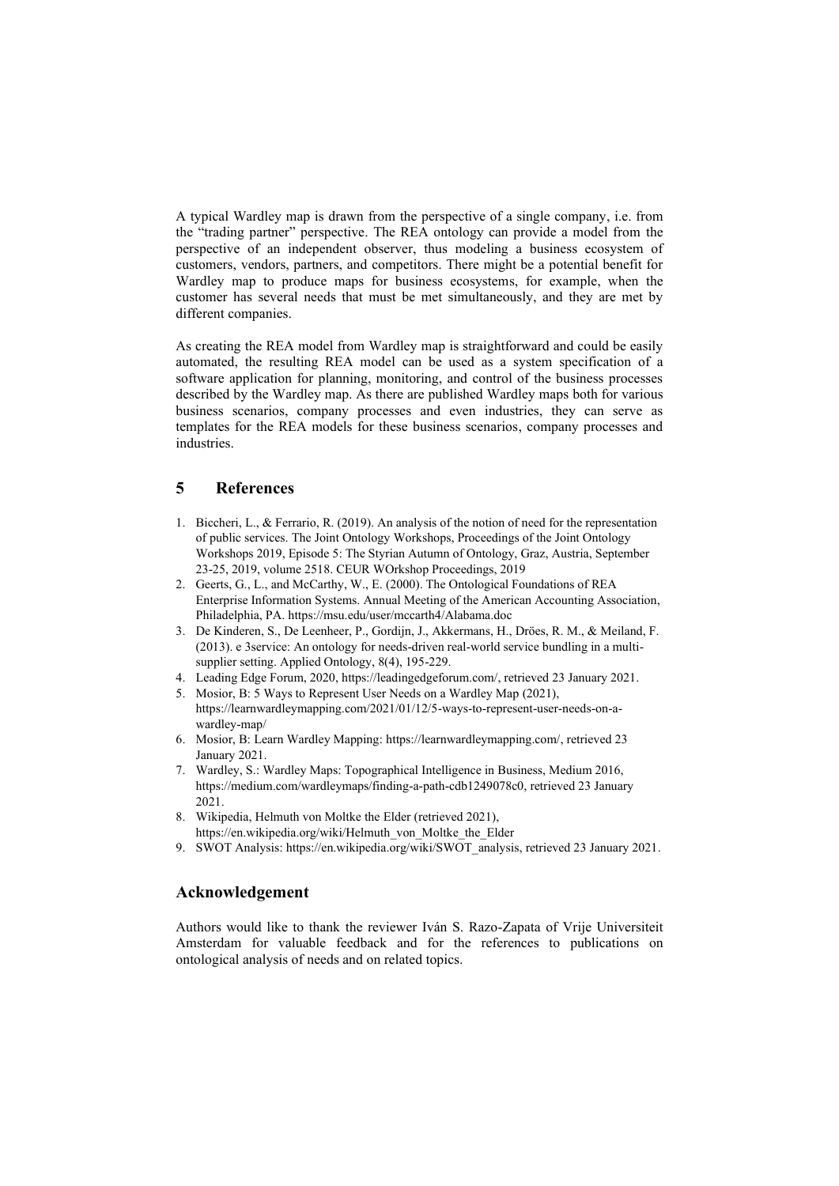A typical Wardley map is drawn from the perspective of a single company, i.e. from the "trading partner" perspective. The REA ontology can provide a model from the perspective of an independent observer, thus modeling a business ecosystem of customers, vendors, partners, and competitors. There might be a potential benefit for Wardley map to produce maps for business ecosystems, for example, when the customer has several needs that must be met simultaneously, and they are met by different companies.

As creating the REA model from Wardley map is straightforward and could be easily automated, the resulting REA model can be used as a system specification of a software application for planning, monitoring, and control of the business processes described by the Wardley map. As there are published Wardley maps both for various business scenarios, company processes and even industries, they can serve as templates for the REA models for these business scenarios, company processes and industries.

# 5 References

1. Biccheri, L., & Ferrario, R. (2019). An analysis of the notion of need for the representation of public services. The Joint Ontology Workshops, Proceedings of the Joint Ontology Workshops 2019, Episode 5: The Styrian Autumn of Ontology, Graz, Austria, September 23-25, 2019, volume 2518. CEUR WOrkshop Proceedings, 2019
2. Geerts, G., L., and McCarthy, W., E. (2000). The Ontological Foundations of REA Enterprise Information Systems. Annual Meeting of the American Accounting Association, Philadelphia, PA. https://msu.edu/user/mccarth4/Alabama.doc
3. De Kinderen, S., De Leenheer, P., Gordijn, J., Akkermans, H., Dröes, R. M., & Meiland, F. (2013). e 3service: An ontology for needs-driven real-world service bundling in a multi-supplier setting. Applied Ontology, 8(4), 195-229.
4. Leading Edge Forum, 2020, https://leadingedgeforum.com/, retrieved 23 January 2021.
5. Mosior, B: 5 Ways to Represent User Needs on a Wardley Map (2021), https://learnwardleymapping.com/2021/01/12/5-ways-to-represent-user-needs-on-a-wardley-map/
6. Mosior, B: Learn Wardley Mapping: https://learnwardleymapping.com/, retrieved 23 January 2021.
7. Wardley, S.: Wardley Maps: Topographical Intelligence in Business, Medium 2016, https://medium.com/wardleymaps/finding-a-path-cdb1249078c0, retrieved 23 January 2021.
8. Wikipedia, Helmuth von Moltke the Elder (retrieved 2021), https://en.wikipedia.org/wiki/Helmuth_von_Moltke_the_Elder
9. SWOT Analysis: https://en.wikipedia.org/wiki/SWOT_analysis, retrieved 23 January 2021.

## Acknowledgement

Authors would like to thank the reviewer Iván S. Razo-Zapata of Vrije Universiteit Amsterdam for valuable feedback and for the references to publications on ontological analysis of needs and on related topics.